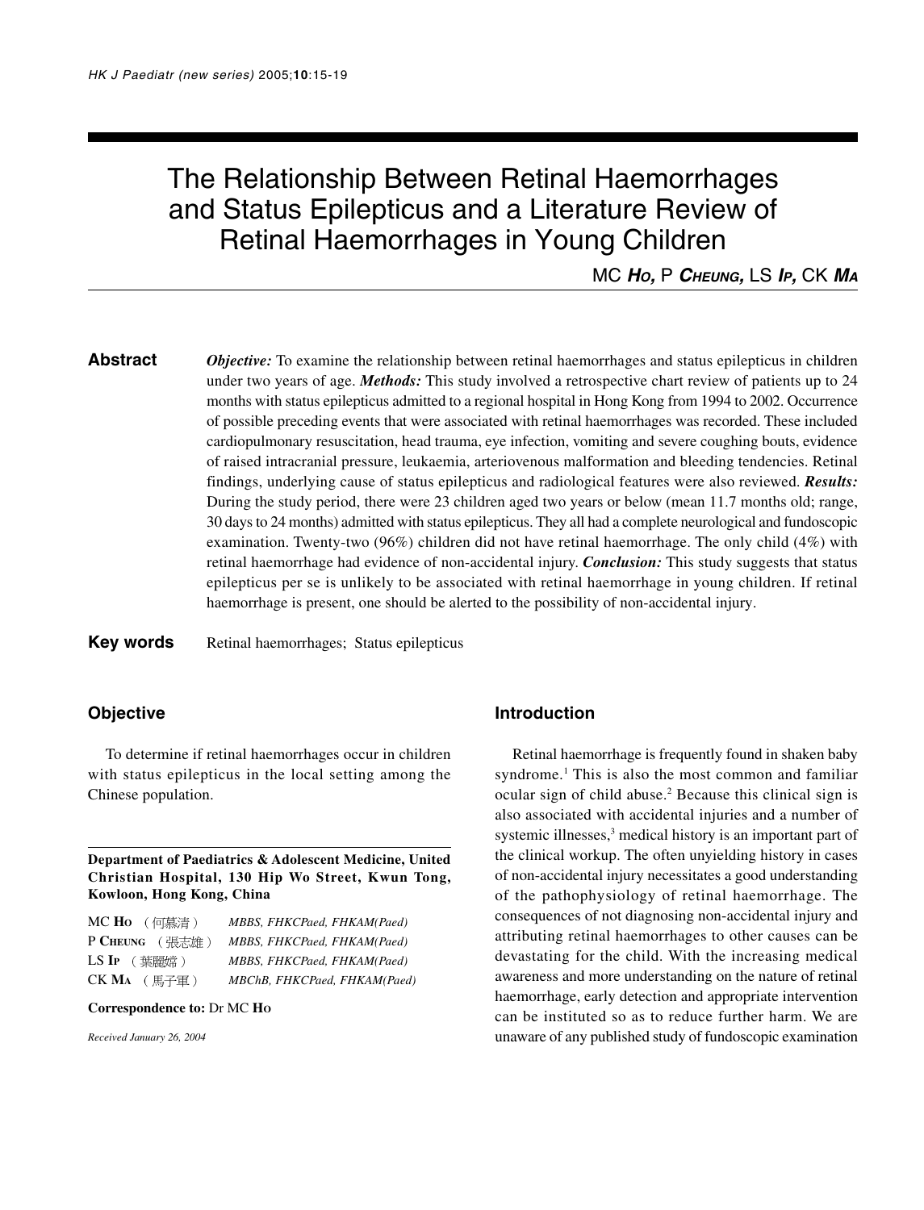# The Relationship Between Retinal Haemorrhages and Status Epilepticus and a Literature Review of Retinal Haemorrhages in Young Children

MC **Ho,** P **Cheung,** LS **Ip,** CK **Ma**

**Abstract** ***Objective:*** To examine the relationship between retinal haemorrhages and status epilepticus in children under two years of age. ***Methods:*** This study involved a retrospective chart review of patients up to 24 months with status epilepticus admitted to a regional hospital in Hong Kong from 1994 to 2002. Occurrence of possible preceding events that were associated with retinal haemorrhages was recorded. These included cardiopulmonary resuscitation, head trauma, eye infection, vomiting and severe coughing bouts, evidence of raised intracranial pressure, leukaemia, arteriovenous malformation and bleeding tendencies. Retinal findings, underlying cause of status epilepticus and radiological features were also reviewed. ***Results:*** During the study period, there were 23 children aged two years or below (mean 11.7 months old; range, 30 days to 24 months) admitted with status epilepticus. They all had a complete neurological and fundoscopic examination. Twenty-two (96%) children did not have retinal haemorrhage. The only child (4%) with retinal haemorrhage had evidence of non-accidental injury. ***Conclusion:*** This study suggests that status epilepticus per se is unlikely to be associated with retinal haemorrhage in young children. If retinal haemorrhage is present, one should be alerted to the possibility of non-accidental injury.

**Key words** Retinal haemorrhages; Status epilepticus

## Objective

To determine if retinal haemorrhages occur in children with status epilepticus in the local setting among the Chinese population.

**Department of Paediatrics & Adolescent Medicine, United Christian Hospital, 130 Hip Wo Street, Kwun Tong, Kowloon, Hong Kong, China**

| | | |
|---|---|---|
| MC **Ho** | （何慕清） | *MBBS, FHKCPaed, FHKAM(Paed)* |
| P **Cheung** | （張志雄） | *MBBS, FHKCPaed, FHKAM(Paed)* |
| LS **Ip** | （葉麗嫦） | *MBBS, FHKCPaed, FHKAM(Paed)* |
| CK **Ma** | （馬子軍） | *MBChB, FHKCPaed, FHKAM(Paed)* |

**Correspondence to:** Dr MC **Ho**

*Received January 26, 2004*

## Introduction

Retinal haemorrhage is frequently found in shaken baby syndrome.[1] This is also the most common and familiar ocular sign of child abuse.[2] Because this clinical sign is also associated with accidental injuries and a number of systemic illnesses,[3] medical history is an important part of the clinical workup. The often unyielding history in cases of non-accidental injury necessitates a good understanding of the pathophysiology of retinal haemorrhage. The consequences of not diagnosing non-accidental injury and attributing retinal haemorrhages to other causes can be devastating for the child. With the increasing medical awareness and more understanding on the nature of retinal haemorrhage, early detection and appropriate intervention can be instituted so as to reduce further harm. We are unaware of any published study of fundoscopic examination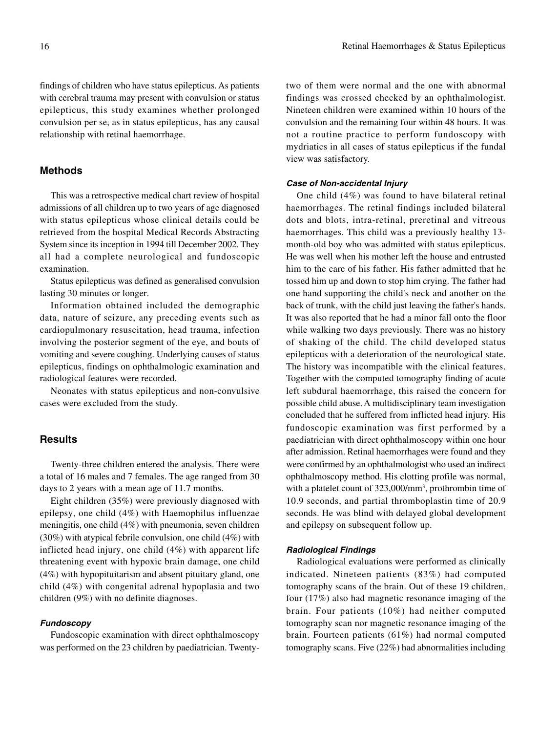findings of children who have status epilepticus. As patients with cerebral trauma may present with convulsion or status epilepticus, this study examines whether prolonged convulsion per se, as in status epilepticus, has any causal relationship with retinal haemorrhage.

## Methods

This was a retrospective medical chart review of hospital admissions of all children up to two years of age diagnosed with status epilepticus whose clinical details could be retrieved from the hospital Medical Records Abstracting System since its inception in 1994 till December 2002. They all had a complete neurological and fundoscopic examination.

Status epilepticus was defined as generalised convulsion lasting 30 minutes or longer.

Information obtained included the demographic data, nature of seizure, any preceding events such as cardiopulmonary resuscitation, head trauma, infection involving the posterior segment of the eye, and bouts of vomiting and severe coughing. Underlying causes of status epilepticus, findings on ophthalmologic examination and radiological features were recorded.

Neonates with status epilepticus and non-convulsive cases were excluded from the study.

## Results

Twenty-three children entered the analysis. There were a total of 16 males and 7 females. The age ranged from 30 days to 2 years with a mean age of 11.7 months.

Eight children (35%) were previously diagnosed with epilepsy, one child (4%) with Haemophilus influenzae meningitis, one child (4%) with pneumonia, seven children (30%) with atypical febrile convulsion, one child (4%) with inflicted head injury, one child (4%) with apparent life threatening event with hypoxic brain damage, one child (4%) with hypopituitarism and absent pituitary gland, one child (4%) with congenital adrenal hypoplasia and two children (9%) with no definite diagnoses.

### *Fundoscopy*

Fundoscopic examination with direct ophthalmoscopy was performed on the 23 children by paediatrician. Twenty-two of them were normal and the one with abnormal findings was crossed checked by an ophthalmologist. Nineteen children were examined within 10 hours of the convulsion and the remaining four within 48 hours. It was not a routine practice to perform fundoscopy with mydriatics in all cases of status epilepticus if the fundal view was satisfactory.

### *Case of Non-accidental Injury*

One child (4%) was found to have bilateral retinal haemorrhages. The retinal findings included bilateral dots and blots, intra-retinal, preretinal and vitreous haemorrhages. This child was a previously healthy 13-month-old boy who was admitted with status epilepticus. He was well when his mother left the house and entrusted him to the care of his father. His father admitted that he tossed him up and down to stop him crying. The father had one hand supporting the child's neck and another on the back of trunk, with the child just leaving the father's hands. It was also reported that he had a minor fall onto the floor while walking two days previously. There was no history of shaking of the child. The child developed status epilepticus with a deterioration of the neurological state. The history was incompatible with the clinical features. Together with the computed tomography finding of acute left subdural haemorrhage, this raised the concern for possible child abuse. A multidisciplinary team investigation concluded that he suffered from inflicted head injury. His fundoscopic examination was first performed by a paediatrician with direct ophthalmoscopy within one hour after admission. Retinal haemorrhages were found and they were confirmed by an ophthalmologist who used an indirect ophthalmoscopy method. His clotting profile was normal, with a platelet count of 323,000/mm$^3$, prothrombin time of 10.9 seconds, and partial thromboplastin time of 20.9 seconds. He was blind with delayed global development and epilepsy on subsequent follow up.

### *Radiological Findings*

Radiological evaluations were performed as clinically indicated. Nineteen patients (83%) had computed tomography scans of the brain. Out of these 19 children, four (17%) also had magnetic resonance imaging of the brain. Four patients (10%) had neither computed tomography scan nor magnetic resonance imaging of the brain. Fourteen patients (61%) had normal computed tomography scans. Five (22%) had abnormalities including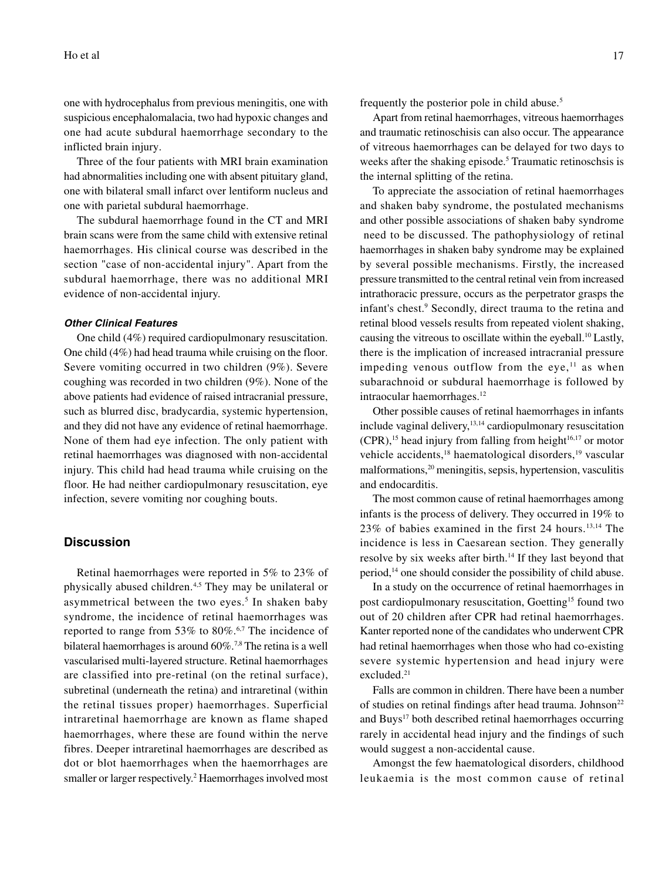one with hydrocephalus from previous meningitis, one with suspicious encephalomalacia, two had hypoxic changes and one had acute subdural haemorrhage secondary to the inflicted brain injury.

Three of the four patients with MRI brain examination had abnormalities including one with absent pituitary gland, one with bilateral small infarct over lentiform nucleus and one with parietal subdural haemorrhage.

The subdural haemorrhage found in the CT and MRI brain scans were from the same child with extensive retinal haemorrhages. His clinical course was described in the section "case of non-accidental injury". Apart from the subdural haemorrhage, there was no additional MRI evidence of non-accidental injury.

#### *Other Clinical Features*

One child (4%) required cardiopulmonary resuscitation. One child (4%) had head trauma while cruising on the floor. Severe vomiting occurred in two children (9%). Severe coughing was recorded in two children (9%). None of the above patients had evidence of raised intracranial pressure, such as blurred disc, bradycardia, systemic hypertension, and they did not have any evidence of retinal haemorrhage. None of them had eye infection. The only patient with retinal haemorrhages was diagnosed with non-accidental injury. This child had head trauma while cruising on the floor. He had neither cardiopulmonary resuscitation, eye infection, severe vomiting nor coughing bouts.

## Discussion

Retinal haemorrhages were reported in 5% to 23% of physically abused children.[4,5] They may be unilateral or asymmetrical between the two eyes.[5] In shaken baby syndrome, the incidence of retinal haemorrhages was reported to range from 53% to 80%.[6,7] The incidence of bilateral haemorrhages is around 60%.[7,8] The retina is a well vascularised multi-layered structure. Retinal haemorrhages are classified into pre-retinal (on the retinal surface), subretinal (underneath the retina) and intraretinal (within the retinal tissues proper) haemorrhages. Superficial intraretinal haemorrhage are known as flame shaped haemorrhages, where these are found within the nerve fibres. Deeper intraretinal haemorrhages are described as dot or blot haemorrhages when the haemorrhages are smaller or larger respectively.[2] Haemorrhages involved most frequently the posterior pole in child abuse.[5]

Apart from retinal haemorrhages, vitreous haemorrhages and traumatic retinoschisis can also occur. The appearance of vitreous haemorrhages can be delayed for two days to weeks after the shaking episode.[5] Traumatic retinoschsis is the internal splitting of the retina.

To appreciate the association of retinal haemorrhages and shaken baby syndrome, the postulated mechanisms and other possible associations of shaken baby syndrome need to be discussed. The pathophysiology of retinal haemorrhages in shaken baby syndrome may be explained by several possible mechanisms. Firstly, the increased pressure transmitted to the central retinal vein from increased intrathoracic pressure, occurs as the perpetrator grasps the infant's chest.[9] Secondly, direct trauma to the retina and retinal blood vessels results from repeated violent shaking, causing the vitreous to oscillate within the eyeball.[10] Lastly, there is the implication of increased intracranial pressure impeding venous outflow from the eye,[11] as when subarachnoid or subdural haemorrhage is followed by intraocular haemorrhages.[12]

Other possible causes of retinal haemorrhages in infants include vaginal delivery,[13,14] cardiopulmonary resuscitation (CPR),[15] head injury from falling from height[16,17] or motor vehicle accidents,[18] haematological disorders,[19] vascular malformations,[20] meningitis, sepsis, hypertension, vasculitis and endocarditis.

The most common cause of retinal haemorrhages among infants is the process of delivery. They occurred in 19% to 23% of babies examined in the first 24 hours.[13,14] The incidence is less in Caesarean section. They generally resolve by six weeks after birth.[14] If they last beyond that period,[14] one should consider the possibility of child abuse.

In a study on the occurrence of retinal haemorrhages in post cardiopulmonary resuscitation, Goetting[15] found two out of 20 children after CPR had retinal haemorrhages. Kanter reported none of the candidates who underwent CPR had retinal haemorrhages when those who had co-existing severe systemic hypertension and head injury were excluded.[21]

Falls are common in children. There have been a number of studies on retinal findings after head trauma. Johnson[22] and Buys[17] both described retinal haemorrhages occurring rarely in accidental head injury and the findings of such would suggest a non-accidental cause.

Amongst the few haematological disorders, childhood leukaemia is the most common cause of retinal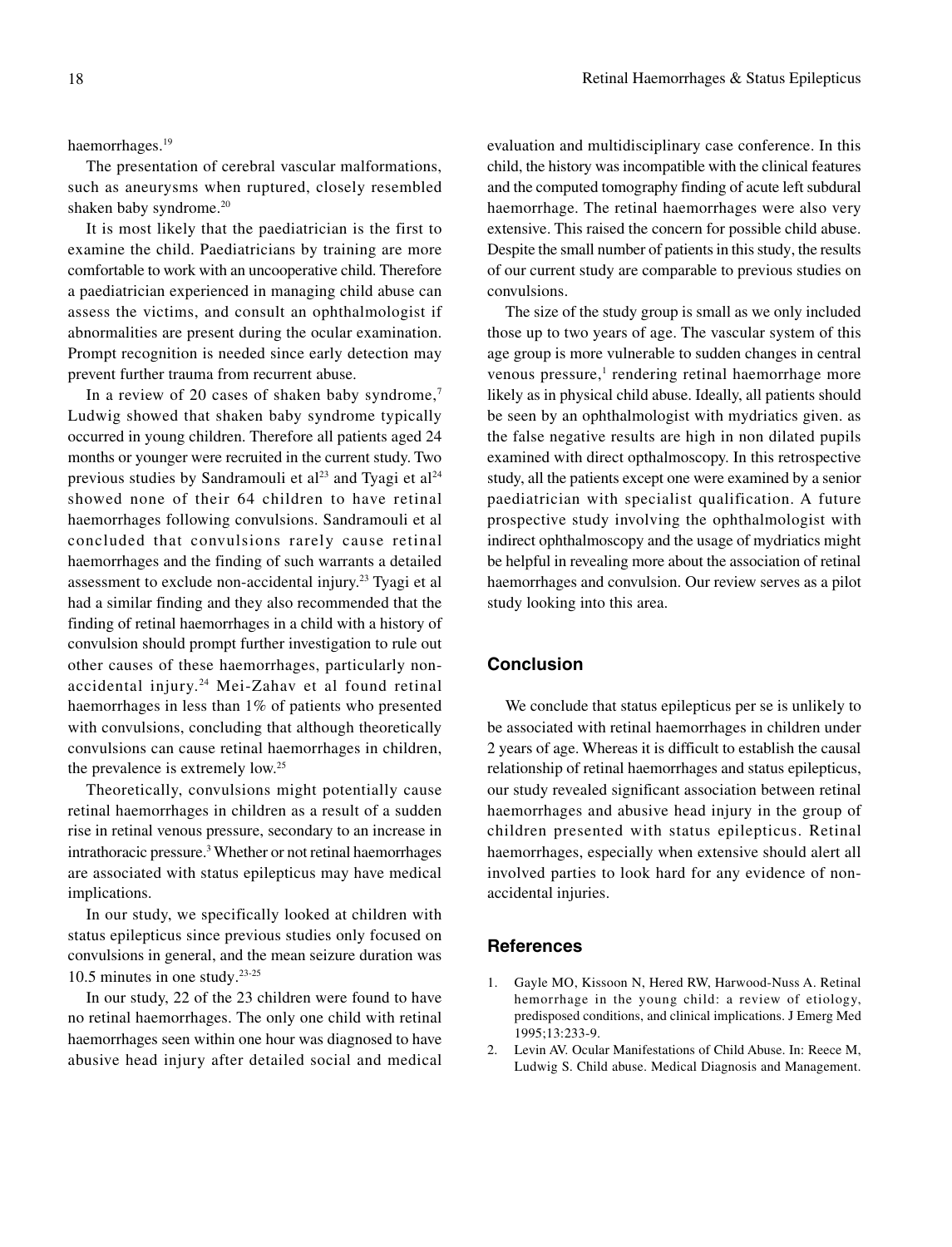haemorrhages.[19]

The presentation of cerebral vascular malformations, such as aneurysms when ruptured, closely resembled shaken baby syndrome.[20]

It is most likely that the paediatrician is the first to examine the child. Paediatricians by training are more comfortable to work with an uncooperative child. Therefore a paediatrician experienced in managing child abuse can assess the victims, and consult an ophthalmologist if abnormalities are present during the ocular examination. Prompt recognition is needed since early detection may prevent further trauma from recurrent abuse.

In a review of 20 cases of shaken baby syndrome,[7] Ludwig showed that shaken baby syndrome typically occurred in young children. Therefore all patients aged 24 months or younger were recruited in the current study. Two previous studies by Sandramouli et al[23] and Tyagi et al[24] showed none of their 64 children to have retinal haemorrhages following convulsions. Sandramouli et al concluded that convulsions rarely cause retinal haemorrhages and the finding of such warrants a detailed assessment to exclude non-accidental injury.[23] Tyagi et al had a similar finding and they also recommended that the finding of retinal haemorrhages in a child with a history of convulsion should prompt further investigation to rule out other causes of these haemorrhages, particularly non-accidental injury.[24] Mei-Zahav et al found retinal haemorrhages in less than 1% of patients who presented with convulsions, concluding that although theoretically convulsions can cause retinal haemorrhages in children, the prevalence is extremely low.[25]

Theoretically, convulsions might potentially cause retinal haemorrhages in children as a result of a sudden rise in retinal venous pressure, secondary to an increase in intrathoracic pressure.[3] Whether or not retinal haemorrhages are associated with status epilepticus may have medical implications.

In our study, we specifically looked at children with status epilepticus since previous studies only focused on convulsions in general, and the mean seizure duration was 10.5 minutes in one study.[23-25]

In our study, 22 of the 23 children were found to have no retinal haemorrhages. The only one child with retinal haemorrhages seen within one hour was diagnosed to have abusive head injury after detailed social and medical evaluation and multidisciplinary case conference. In this child, the history was incompatible with the clinical features and the computed tomography finding of acute left subdural haemorrhage. The retinal haemorrhages were also very extensive. This raised the concern for possible child abuse. Despite the small number of patients in this study, the results of our current study are comparable to previous studies on convulsions.

The size of the study group is small as we only included those up to two years of age. The vascular system of this age group is more vulnerable to sudden changes in central venous pressure,[1] rendering retinal haemorrhage more likely as in physical child abuse. Ideally, all patients should be seen by an ophthalmologist with mydriatics given. as the false negative results are high in non dilated pupils examined with direct opthalmoscopy. In this retrospective study, all the patients except one were examined by a senior paediatrician with specialist qualification. A future prospective study involving the ophthalmologist with indirect ophthalmoscopy and the usage of mydriatics might be helpful in revealing more about the association of retinal haemorrhages and convulsion. Our review serves as a pilot study looking into this area.

## Conclusion

We conclude that status epilepticus per se is unlikely to be associated with retinal haemorrhages in children under 2 years of age. Whereas it is difficult to establish the causal relationship of retinal haemorrhages and status epilepticus, our study revealed significant association between retinal haemorrhages and abusive head injury in the group of children presented with status epilepticus. Retinal haemorrhages, especially when extensive should alert all involved parties to look hard for any evidence of non-accidental injuries.

## References

1. Gayle MO, Kissoon N, Hered RW, Harwood-Nuss A. Retinal hemorrhage in the young child: a review of etiology, predisposed conditions, and clinical implications. J Emerg Med 1995;13:233-9.
2. Levin AV. Ocular Manifestations of Child Abuse. In: Reece M, Ludwig S. Child abuse. Medical Diagnosis and Management.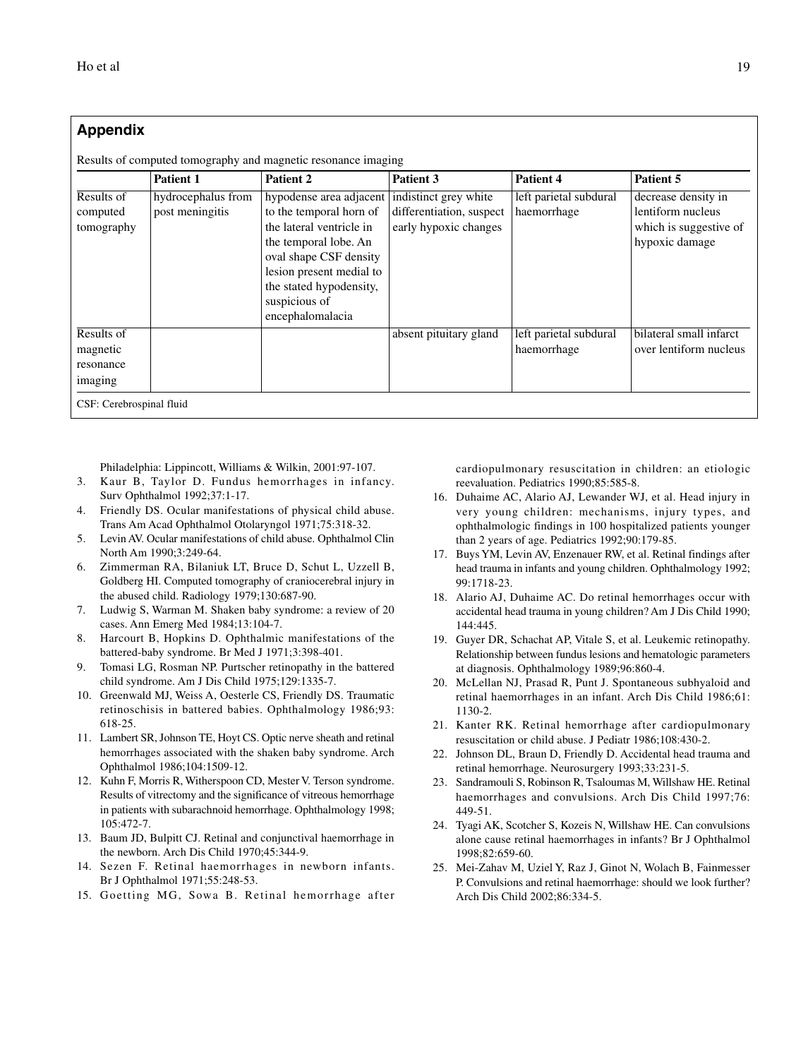## Appendix

Results of computed tomography and magnetic resonance imaging

| | Patient 1 | Patient 2 | Patient 3 | Patient 4 | Patient 5 |
|---|---|---|---|---|---|
| Results of computed tomography | hydrocephalus from post meningitis | hypodense area adjacent to the temporal horn of the lateral ventricle in the temporal lobe. An oval shape CSF density lesion present medial to the stated hypodensity, suspicious of encephalomalacia | indistinct grey white differentiation, suspect early hypoxic changes | left parietal subdural haemorrhage | decrease density in lentiform nucleus which is suggestive of hypoxic damage |
| Results of magnetic resonance imaging | | | absent pituitary gland | left parietal subdural haemorrhage | bilateral small infarct over lentiform nucleus |

CSF: Cerebrospinal fluid

Philadelphia: Lippincott, Williams & Wilkin, 2001:97-107.

3. Kaur B, Taylor D. Fundus hemorrhages in infancy. Surv Ophthalmol 1992;37:1-17.
4. Friendly DS. Ocular manifestations of physical child abuse. Trans Am Acad Ophthalmol Otolaryngol 1971;75:318-32.
5. Levin AV. Ocular manifestations of child abuse. Ophthalmol Clin North Am 1990;3:249-64.
6. Zimmerman RA, Bilaniuk LT, Bruce D, Schut L, Uzzell B, Goldberg HI. Computed tomography of craniocerebral injury in the abused child. Radiology 1979;130:687-90.
7. Ludwig S, Warman M. Shaken baby syndrome: a review of 20 cases. Ann Emerg Med 1984;13:104-7.
8. Harcourt B, Hopkins D. Ophthalmic manifestations of the battered-baby syndrome. Br Med J 1971;3:398-401.
9. Tomasi LG, Rosman NP. Purtscher retinopathy in the battered child syndrome. Am J Dis Child 1975;129:1335-7.
10. Greenwald MJ, Weiss A, Oesterle CS, Friendly DS. Traumatic retinoschisis in battered babies. Ophthalmology 1986;93: 618-25.
11. Lambert SR, Johnson TE, Hoyt CS. Optic nerve sheath and retinal hemorrhages associated with the shaken baby syndrome. Arch Ophthalmol 1986;104:1509-12.
12. Kuhn F, Morris R, Witherspoon CD, Mester V. Terson syndrome. Results of vitrectomy and the significance of vitreous hemorrhage in patients with subarachnoid hemorrhage. Ophthalmology 1998; 105:472-7.
13. Baum JD, Bulpitt CJ. Retinal and conjunctival haemorrhage in the newborn. Arch Dis Child 1970;45:344-9.
14. Sezen F. Retinal haemorrhages in newborn infants. Br J Ophthalmol 1971;55:248-53.
15. Goetting MG, Sowa B. Retinal hemorrhage after cardiopulmonary resuscitation in children: an etiologic reevaluation. Pediatrics 1990;85:585-8.
16. Duhaime AC, Alario AJ, Lewander WJ, et al. Head injury in very young children: mechanisms, injury types, and ophthalmologic findings in 100 hospitalized patients younger than 2 years of age. Pediatrics 1992;90:179-85.
17. Buys YM, Levin AV, Enzenauer RW, et al. Retinal findings after head trauma in infants and young children. Ophthalmology 1992; 99:1718-23.
18. Alario AJ, Duhaime AC. Do retinal hemorrhages occur with accidental head trauma in young children? Am J Dis Child 1990; 144:445.
19. Guyer DR, Schachat AP, Vitale S, et al. Leukemic retinopathy. Relationship between fundus lesions and hematologic parameters at diagnosis. Ophthalmology 1989;96:860-4.
20. McLellan NJ, Prasad R, Punt J. Spontaneous subhyaloid and retinal haemorrhages in an infant. Arch Dis Child 1986;61: 1130-2.
21. Kanter RK. Retinal hemorrhage after cardiopulmonary resuscitation or child abuse. J Pediatr 1986;108:430-2.
22. Johnson DL, Braun D, Friendly D. Accidental head trauma and retinal hemorrhage. Neurosurgery 1993;33:231-5.
23. Sandramouli S, Robinson R, Tsaloumas M, Willshaw HE. Retinal haemorrhages and convulsions. Arch Dis Child 1997;76: 449-51.
24. Tyagi AK, Scotcher S, Kozeis N, Willshaw HE. Can convulsions alone cause retinal haemorrhages in infants? Br J Ophthalmol 1998;82:659-60.
25. Mei-Zahav M, Uziel Y, Raz J, Ginot N, Wolach B, Fainmesser P. Convulsions and retinal haemorrhage: should we look further? Arch Dis Child 2002;86:334-5.